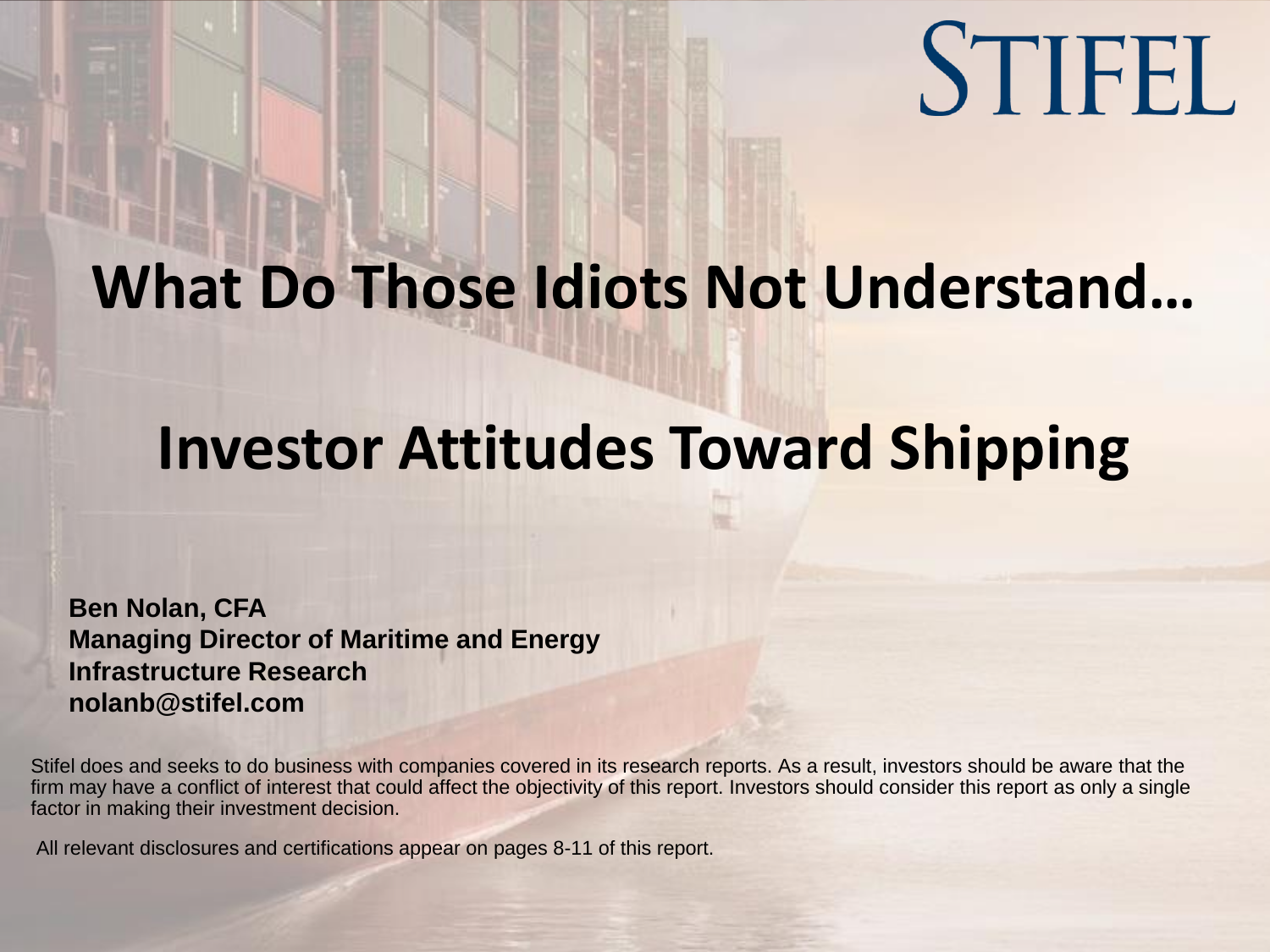STIFEL

# What Do Those Idiots Not Understand…

# Investor Attitudes Toward Shipping

**Ben Nolan, CFA**
**Managing Director of Maritime and Energy Infrastructure Research**
**nolanb@stifel.com**

Stifel does and seeks to do business with companies covered in its research reports. As a result, investors should be aware that the firm may have a conflict of interest that could affect the objectivity of this report. Investors should consider this report as only a single factor in making their investment decision.

All relevant disclosures and certifications appear on pages 8-11 of this report.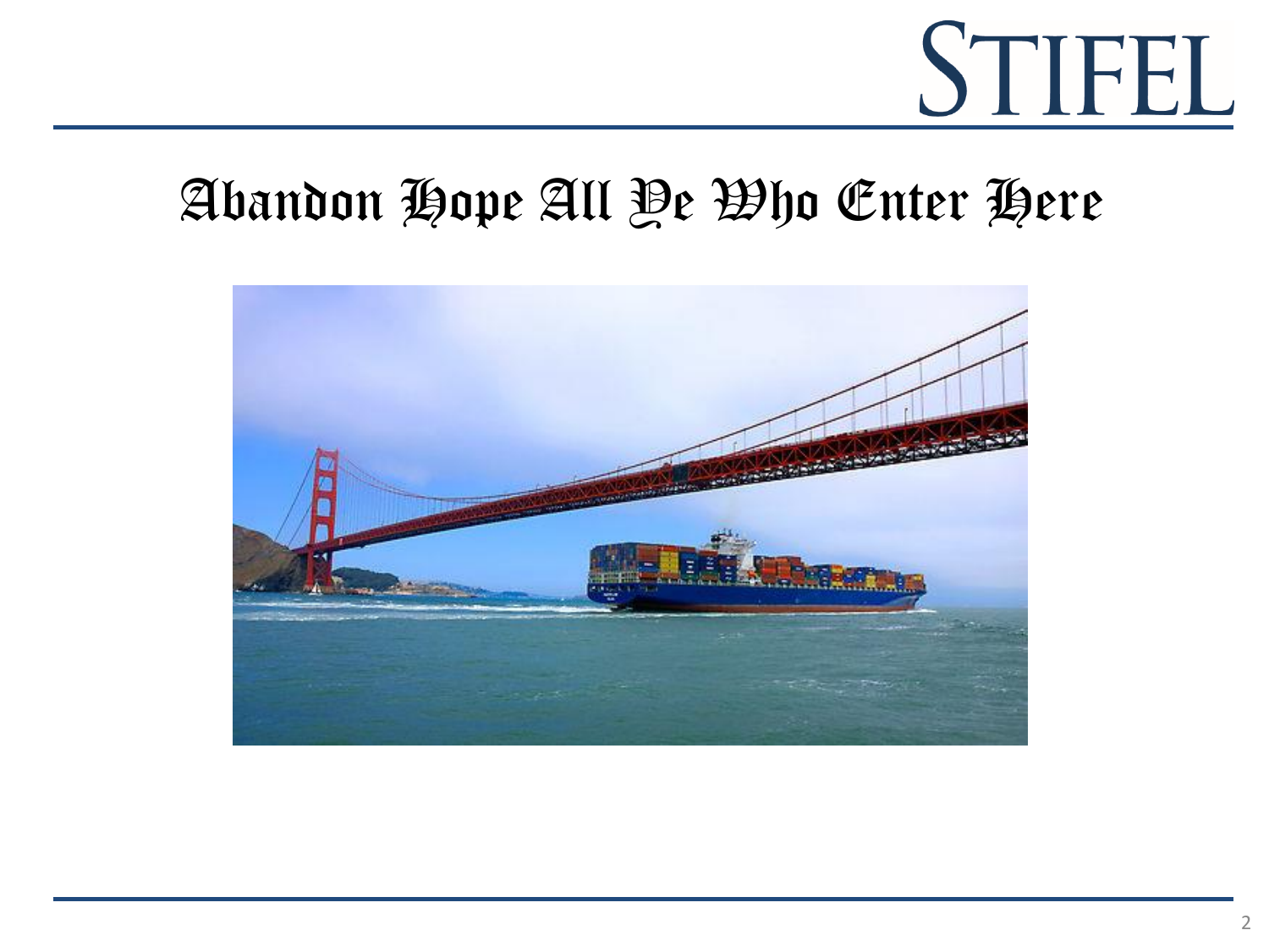# Abandon Hope All Ye Who Enter Here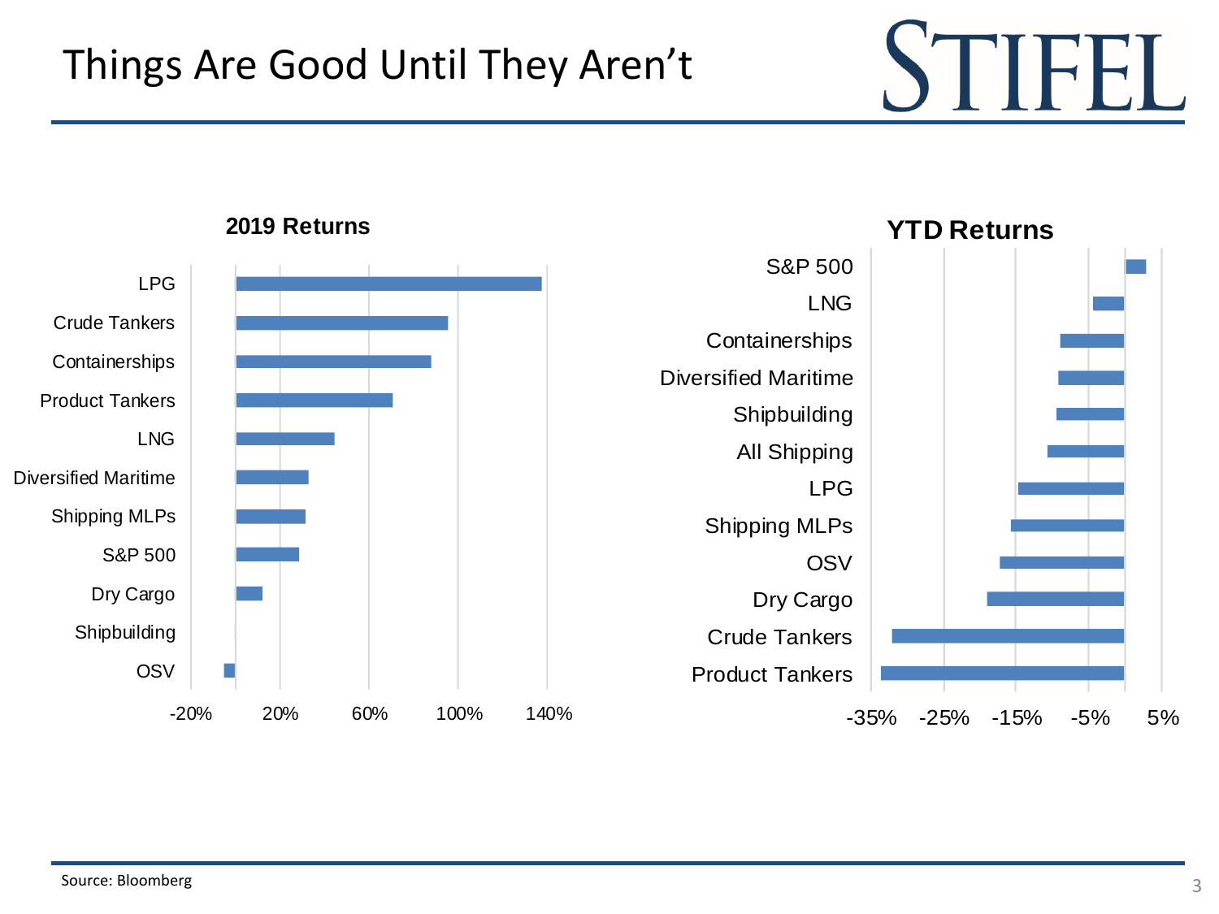# Things Are Good Until They Aren't

**2019 Returns**

- LPG
- Crude Tankers
- Containerships
- Product Tankers
- LNG
- Diversified Maritime
- Shipping MLPs
- S&P 500
- Dry Cargo
- Shipbuilding
- OSV

Axis: -20%, 20%, 60%, 100%, 140%

**YTD Returns**

- S&P 500
- LNG
- Containerships
- Diversified Maritime
- Shipbuilding
- All Shipping
- LPG
- Shipping MLPs
- OSV
- Dry Cargo
- Crude Tankers
- Product Tankers

Axis: -35%, -25%, -15%, -5%, 5%

Source: Bloomberg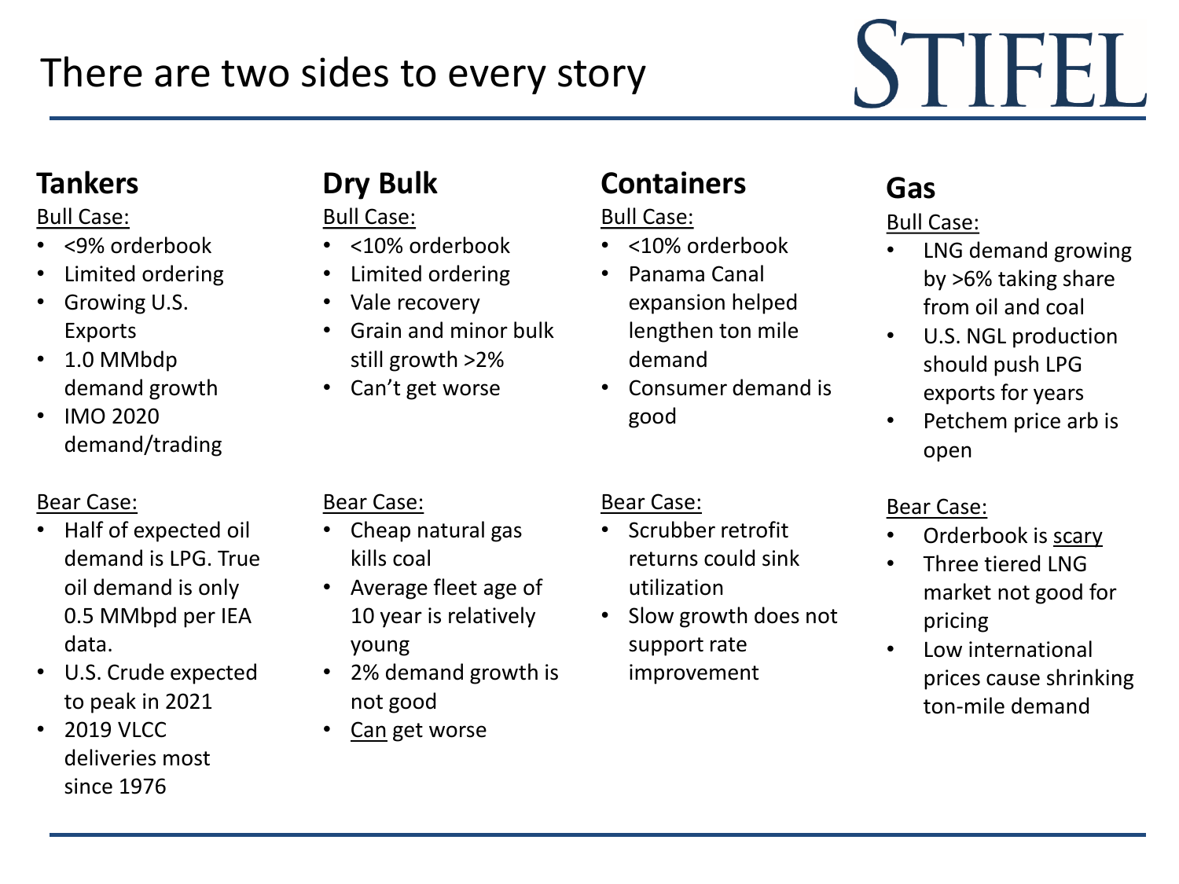# There are two sides to every story

## Tankers

Bull Case:

- <9% orderbook
- Limited ordering
- Growing U.S. Exports
- 1.0 MMbdp demand growth
- IMO 2020 demand/trading

Bear Case:

- Half of expected oil demand is LPG. True oil demand is only 0.5 MMbpd per IEA data.
- U.S. Crude expected to peak in 2021
- 2019 VLCC deliveries most since 1976

## Dry Bulk

Bull Case:

- <10% orderbook
- Limited ordering
- Vale recovery
- Grain and minor bulk still growth >2%
- Can't get worse

Bear Case:

- Cheap natural gas kills coal
- Average fleet age of 10 year is relatively young
- 2% demand growth is not good
- Can get worse

## Containers

Bull Case:

- <10% orderbook
- Panama Canal expansion helped lengthen ton mile demand
- Consumer demand is good

Bear Case:

- Scrubber retrofit returns could sink utilization
- Slow growth does not support rate improvement

## Gas

Bull Case:

- LNG demand growing by >6% taking share from oil and coal
- U.S. NGL production should push LPG exports for years
- Petchem price arb is open

Bear Case:

- Orderbook is scary
- Three tiered LNG market not good for pricing
- Low international prices cause shrinking ton-mile demand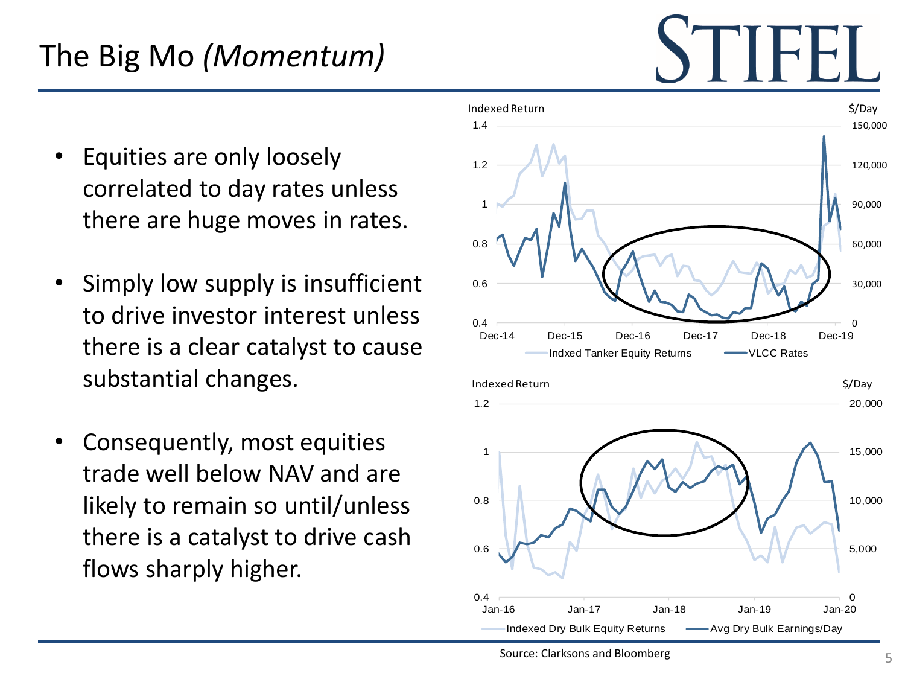# The Big Mo *(Momentum)*

- Equities are only loosely correlated to day rates unless there are huge moves in rates.
- Simply low supply is insufficient to drive investor interest unless there is a clear catalyst to cause substantial changes.
- Consequently, most equities trade well below NAV and are likely to remain so until/unless there is a catalyst to drive cash flows sharply higher.

Indexed Return | $/Day

Indxed Tanker Equity Returns — VLCC Rates

Indexed Return | $/Day

Indexed Dry Bulk Equity Returns — Avg Dry Bulk Earnings/Day

Source: Clarksons and Bloomberg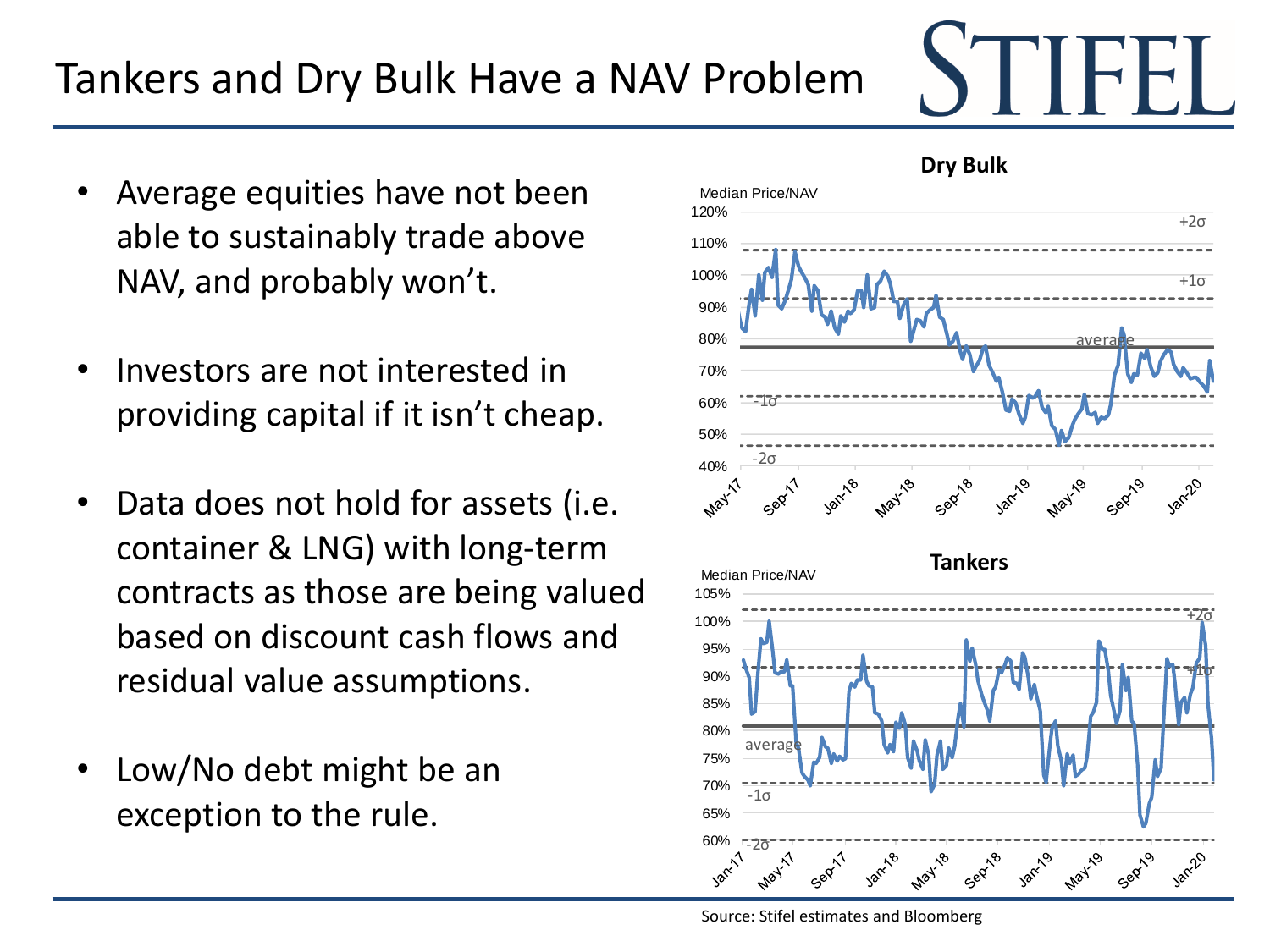# Tankers and Dry Bulk Have a NAV Problem

- Average equities have not been able to sustainably trade above NAV, and probably won't.
- Investors are not interested in providing capital if it isn't cheap.
- Data does not hold for assets (i.e. container & LNG) with long-term contracts as those are being valued based on discount cash flows and residual value assumptions.
- Low/No debt might be an exception to the rule.

**Dry Bulk**

Median Price/NAV

**Tankers**

Median Price/NAV

Source: Stifel estimates and Bloomberg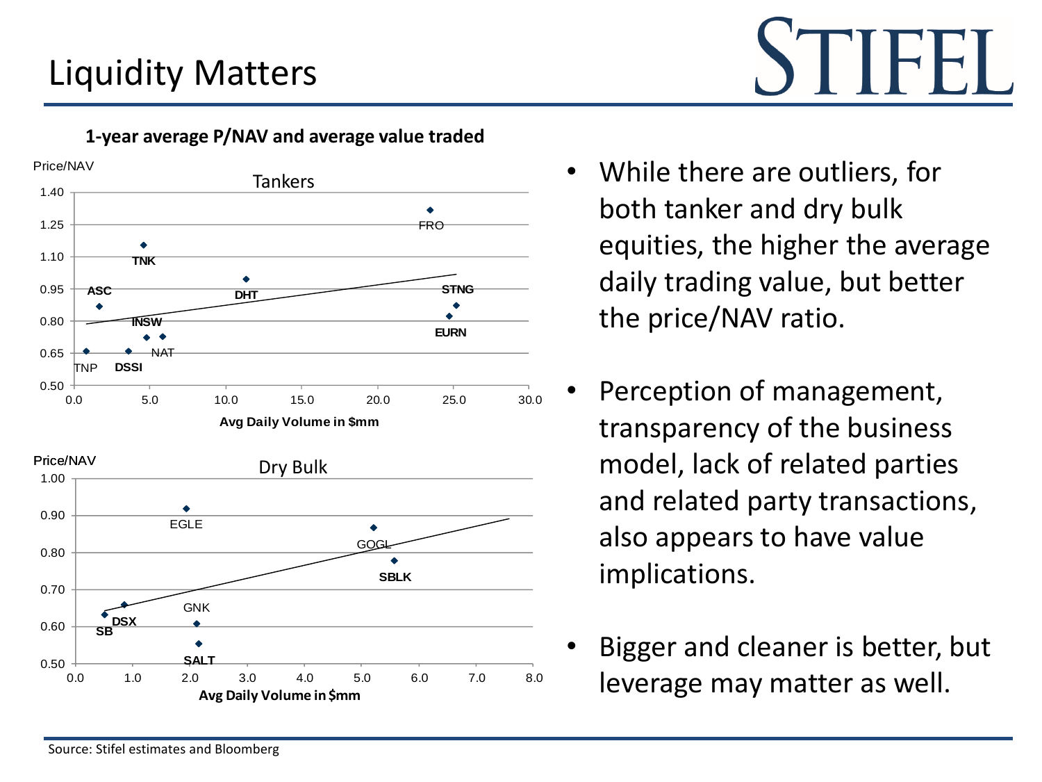# Liquidity Matters

**1-year average P/NAV and average value traded**

Price/NAV

Tankers

1.40
1.25
1.10
0.95
0.80
0.65
0.50

FRO
TNK
ASC
DHT
STNG
INSW
EURN
NAT
TNP
DSSI

0.0 5.0 10.0 15.0 20.0 25.0 30.0

**Avg Daily Volume in $mm**

Price/NAV

Dry Bulk

1.00
0.90
0.80
0.70
0.60
0.50

EGLE
GOGL
SBLK
GNK
DSX
SB
SALT

0.0 1.0 2.0 3.0 4.0 5.0 6.0 7.0 8.0

**Avg Daily Volume in $mm**

- While there are outliers, for both tanker and dry bulk equities, the higher the average daily trading value, but better the price/NAV ratio.
- Perception of management, transparency of the business model, lack of related parties and related party transactions, also appears to have value implications.
- Bigger and cleaner is better, but leverage may matter as well.

Source: Stifel estimates and Bloomberg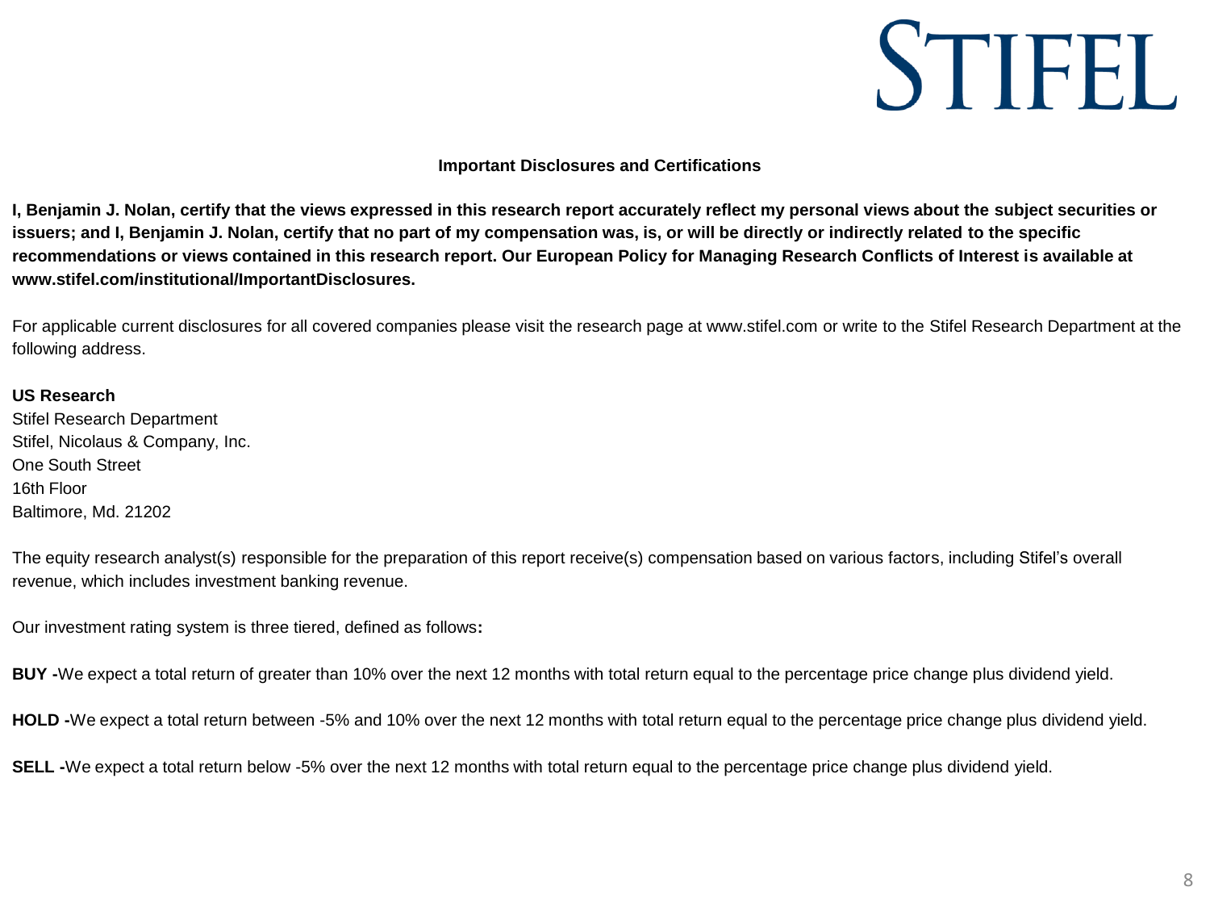STIFEL

## Important Disclosures and Certifications

**I, Benjamin J. Nolan, certify that the views expressed in this research report accurately reflect my personal views about the subject securities or issuers; and I, Benjamin J. Nolan, certify that no part of my compensation was, is, or will be directly or indirectly related to the specific recommendations or views contained in this research report. Our European Policy for Managing Research Conflicts of Interest is available at www.stifel.com/institutional/ImportantDisclosures.**

For applicable current disclosures for all covered companies please visit the research page at www.stifel.com or write to the Stifel Research Department at the following address.

**US Research**
Stifel Research Department
Stifel, Nicolaus & Company, Inc.
One South Street
16th Floor
Baltimore, Md. 21202

The equity research analyst(s) responsible for the preparation of this report receive(s) compensation based on various factors, including Stifel's overall revenue, which includes investment banking revenue.

Our investment rating system is three tiered, defined as follows**:**

**BUY -**We expect a total return of greater than 10% over the next 12 months with total return equal to the percentage price change plus dividend yield.

**HOLD -**We expect a total return between -5% and 10% over the next 12 months with total return equal to the percentage price change plus dividend yield.

**SELL -**We expect a total return below -5% over the next 12 months with total return equal to the percentage price change plus dividend yield.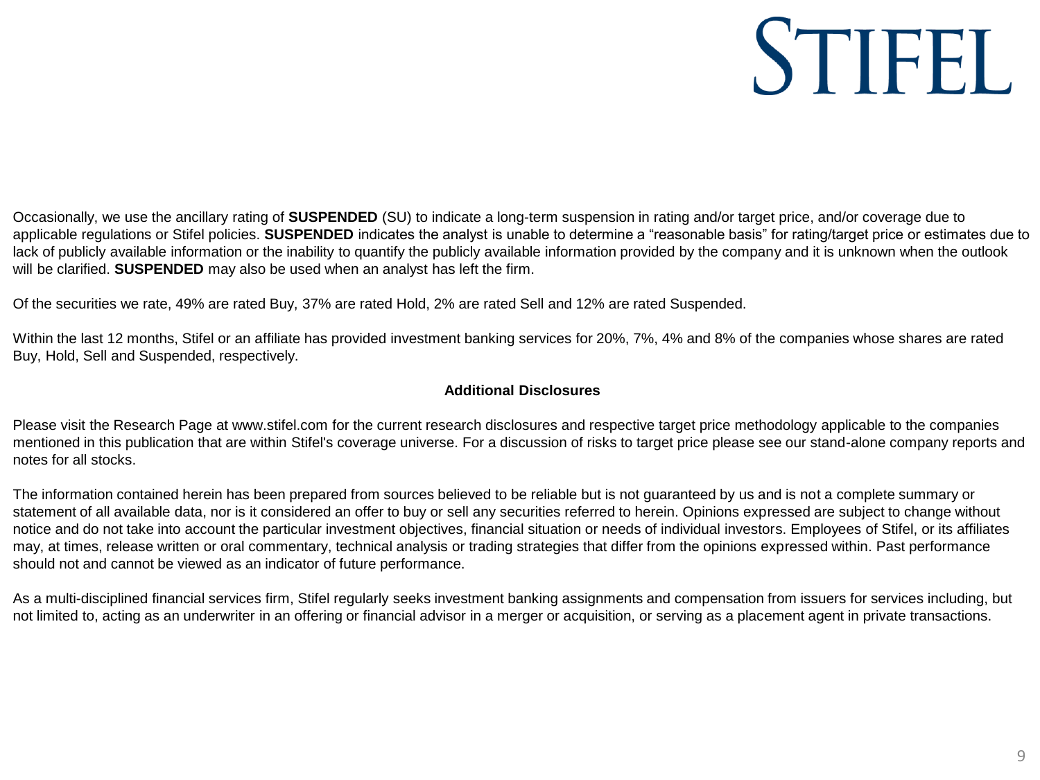Occasionally, we use the ancillary rating of **SUSPENDED** (SU) to indicate a long-term suspension in rating and/or target price, and/or coverage due to applicable regulations or Stifel policies. **SUSPENDED** indicates the analyst is unable to determine a "reasonable basis" for rating/target price or estimates due to lack of publicly available information or the inability to quantify the publicly available information provided by the company and it is unknown when the outlook will be clarified. **SUSPENDED** may also be used when an analyst has left the firm.

Of the securities we rate, 49% are rated Buy, 37% are rated Hold, 2% are rated Sell and 12% are rated Suspended.

Within the last 12 months, Stifel or an affiliate has provided investment banking services for 20%, 7%, 4% and 8% of the companies whose shares are rated Buy, Hold, Sell and Suspended, respectively.

**Additional Disclosures**

Please visit the Research Page at www.stifel.com for the current research disclosures and respective target price methodology applicable to the companies mentioned in this publication that are within Stifel's coverage universe. For a discussion of risks to target price please see our stand-alone company reports and notes for all stocks.

The information contained herein has been prepared from sources believed to be reliable but is not guaranteed by us and is not a complete summary or statement of all available data, nor is it considered an offer to buy or sell any securities referred to herein. Opinions expressed are subject to change without notice and do not take into account the particular investment objectives, financial situation or needs of individual investors. Employees of Stifel, or its affiliates may, at times, release written or oral commentary, technical analysis or trading strategies that differ from the opinions expressed within. Past performance should not and cannot be viewed as an indicator of future performance.

As a multi-disciplined financial services firm, Stifel regularly seeks investment banking assignments and compensation from issuers for services including, but not limited to, acting as an underwriter in an offering or financial advisor in a merger or acquisition, or serving as a placement agent in private transactions.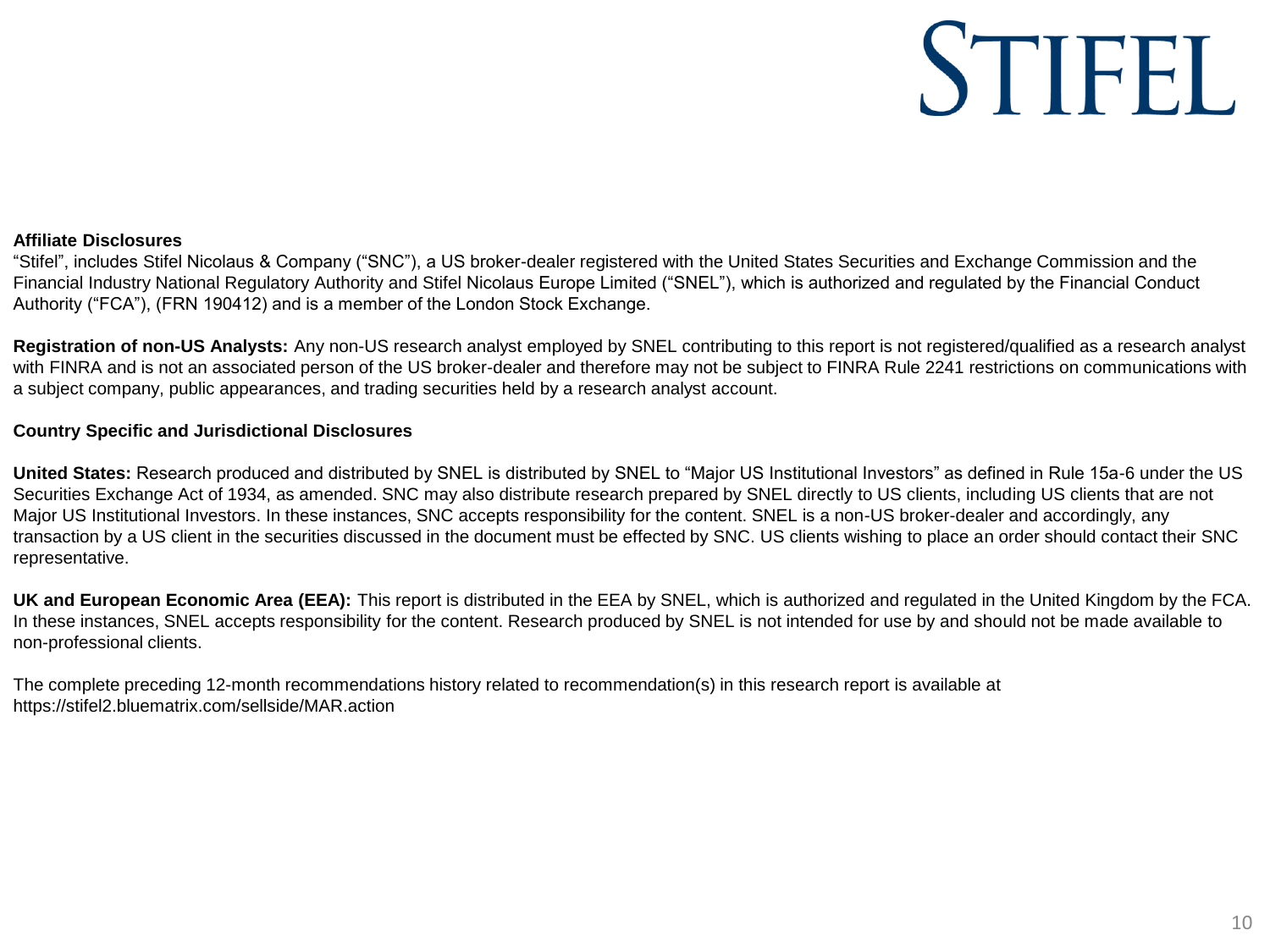**Affiliate Disclosures**

"Stifel", includes Stifel Nicolaus & Company ("SNC"), a US broker-dealer registered with the United States Securities and Exchange Commission and the Financial Industry National Regulatory Authority and Stifel Nicolaus Europe Limited ("SNEL"), which is authorized and regulated by the Financial Conduct Authority ("FCA"), (FRN 190412) and is a member of the London Stock Exchange.

**Registration of non-US Analysts:** Any non-US research analyst employed by SNEL contributing to this report is not registered/qualified as a research analyst with FINRA and is not an associated person of the US broker-dealer and therefore may not be subject to FINRA Rule 2241 restrictions on communications with a subject company, public appearances, and trading securities held by a research analyst account.

**Country Specific and Jurisdictional Disclosures**

**United States:** Research produced and distributed by SNEL is distributed by SNEL to "Major US Institutional Investors" as defined in Rule 15a-6 under the US Securities Exchange Act of 1934, as amended. SNC may also distribute research prepared by SNEL directly to US clients, including US clients that are not Major US Institutional Investors. In these instances, SNC accepts responsibility for the content. SNEL is a non-US broker-dealer and accordingly, any transaction by a US client in the securities discussed in the document must be effected by SNC. US clients wishing to place an order should contact their SNC representative.

**UK and European Economic Area (EEA):** This report is distributed in the EEA by SNEL, which is authorized and regulated in the United Kingdom by the FCA. In these instances, SNEL accepts responsibility for the content. Research produced by SNEL is not intended for use by and should not be made available to non-professional clients.

The complete preceding 12-month recommendations history related to recommendation(s) in this research report is available at https://stifel2.bluematrix.com/sellside/MAR.action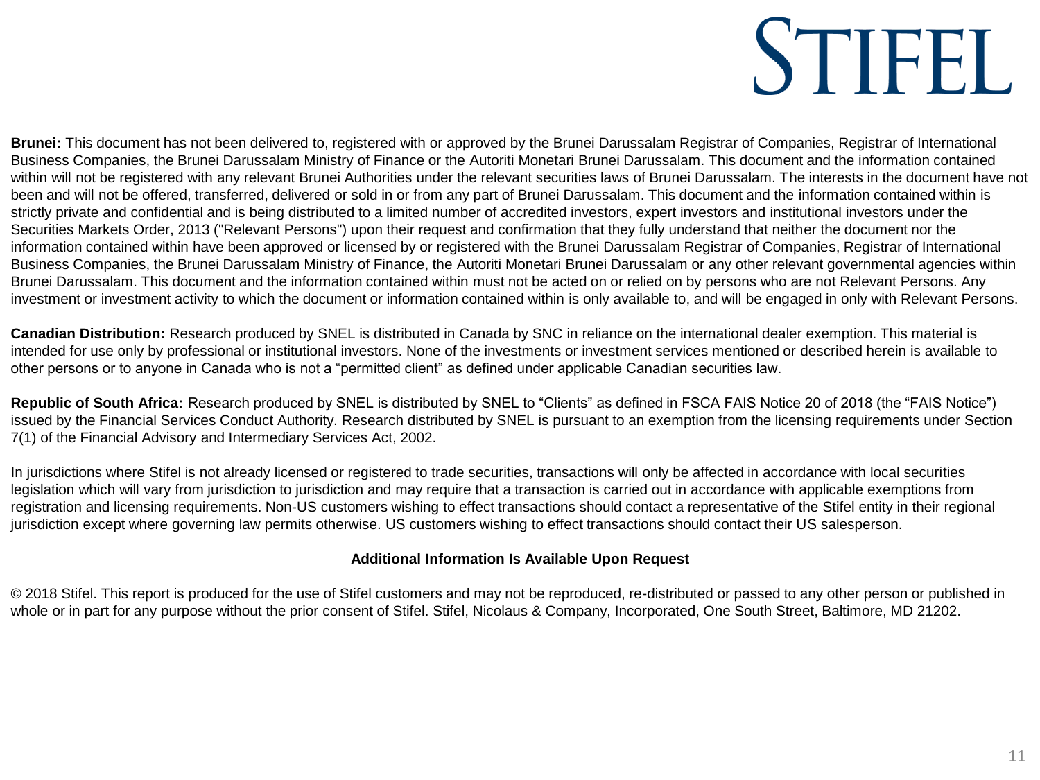STIFEL

**Brunei:** This document has not been delivered to, registered with or approved by the Brunei Darussalam Registrar of Companies, Registrar of International Business Companies, the Brunei Darussalam Ministry of Finance or the Autoriti Monetari Brunei Darussalam. This document and the information contained within will not be registered with any relevant Brunei Authorities under the relevant securities laws of Brunei Darussalam. The interests in the document have not been and will not be offered, transferred, delivered or sold in or from any part of Brunei Darussalam. This document and the information contained within is strictly private and confidential and is being distributed to a limited number of accredited investors, expert investors and institutional investors under the Securities Markets Order, 2013 ("Relevant Persons") upon their request and confirmation that they fully understand that neither the document nor the information contained within have been approved or licensed by or registered with the Brunei Darussalam Registrar of Companies, Registrar of International Business Companies, the Brunei Darussalam Ministry of Finance, the Autoriti Monetari Brunei Darussalam or any other relevant governmental agencies within Brunei Darussalam. This document and the information contained within must not be acted on or relied on by persons who are not Relevant Persons. Any investment or investment activity to which the document or information contained within is only available to, and will be engaged in only with Relevant Persons.

**Canadian Distribution:** Research produced by SNEL is distributed in Canada by SNC in reliance on the international dealer exemption. This material is intended for use only by professional or institutional investors. None of the investments or investment services mentioned or described herein is available to other persons or to anyone in Canada who is not a "permitted client" as defined under applicable Canadian securities law.

**Republic of South Africa:** Research produced by SNEL is distributed by SNEL to "Clients" as defined in FSCA FAIS Notice 20 of 2018 (the "FAIS Notice") issued by the Financial Services Conduct Authority. Research distributed by SNEL is pursuant to an exemption from the licensing requirements under Section 7(1) of the Financial Advisory and Intermediary Services Act, 2002.

In jurisdictions where Stifel is not already licensed or registered to trade securities, transactions will only be affected in accordance with local securities legislation which will vary from jurisdiction to jurisdiction and may require that a transaction is carried out in accordance with applicable exemptions from registration and licensing requirements. Non-US customers wishing to effect transactions should contact a representative of the Stifel entity in their regional jurisdiction except where governing law permits otherwise. US customers wishing to effect transactions should contact their US salesperson.

**Additional Information Is Available Upon Request**

© 2018 Stifel. This report is produced for the use of Stifel customers and may not be reproduced, re-distributed or passed to any other person or published in whole or in part for any purpose without the prior consent of Stifel. Stifel, Nicolaus & Company, Incorporated, One South Street, Baltimore, MD 21202.